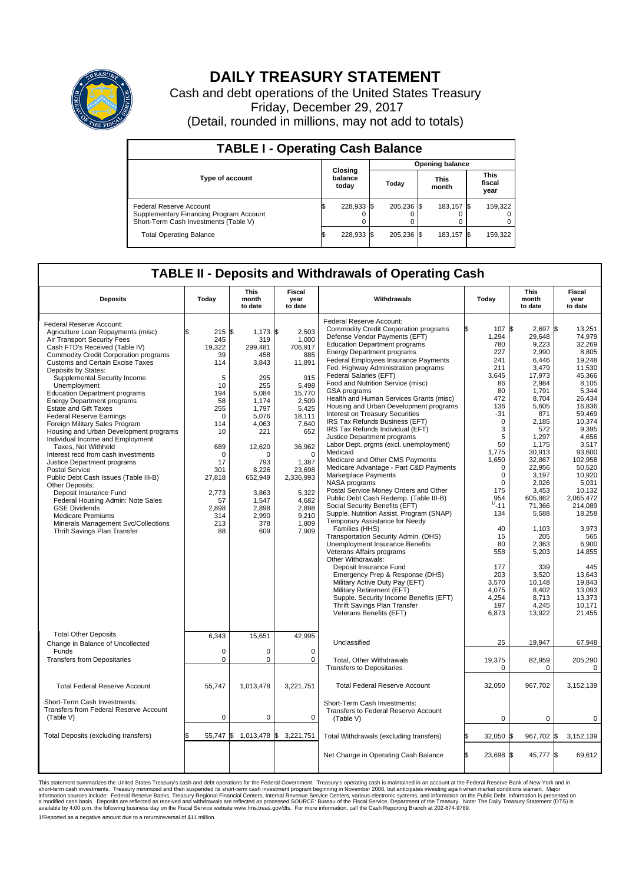# DAILY TREASURY STATEMENT

Cash and debt operations of the United States Treasury
Friday, December 29, 2017
(Detail, rounded in millions, may not add to totals)

## TABLE I - Operating Cash Balance

| Type of account | Closing balance today | Opening balance Today | Opening balance This month | Opening balance This fiscal year |
|---|---|---|---|---|
| Federal Reserve Account | $ 228,933 | $ 205,236 | $ 183,157 | $ 159,322 |
| Supplementary Financing Program Account | 0 | 0 | 0 | 0 |
| Short-Term Cash Investments (Table V) | 0 | 0 | 0 | 0 |
| Total Operating Balance | $ 228,933 | $ 205,236 | $ 183,157 | $ 159,322 |

## TABLE II - Deposits and Withdrawals of Operating Cash

| Deposits | Today | This month to date | Fiscal year to date |
|---|---|---|---|
| Federal Reserve Account: | | | |
| Agriculture Loan Repayments (misc) | $ 215 | $ 1,173 | $ 2,503 |
| Air Transport Security Fees | 245 | 319 | 1,000 |
| Cash FTD's Received (Table IV) | 19,322 | 299,481 | 706,917 |
| Commodity Credit Corporation programs | 39 | 458 | 885 |
| Customs and Certain Excise Taxes | 114 | 3,843 | 11,891 |
| Deposits by States: | | | |
| Supplemental Security Income | 5 | 295 | 915 |
| Unemployment | 10 | 255 | 5,498 |
| Education Department programs | 194 | 5,084 | 15,770 |
| Energy Department programs | 58 | 1,174 | 2,509 |
| Estate and Gift Taxes | 255 | 1,797 | 5,425 |
| Federal Reserve Earnings | 0 | 5,076 | 18,111 |
| Foreign Military Sales Program | 114 | 4,063 | 7,640 |
| Housing and Urban Development programs | 10 | 221 | 652 |
| Individual Income and Employment Taxes, Not Withheld | 689 | 12,620 | 36,962 |
| Interest recd from cash investments | 0 | 0 | 0 |
| Justice Department programs | 17 | 793 | 1,387 |
| Postal Service | 301 | 8,226 | 23,698 |
| Public Debt Cash Issues (Table III-B) | 27,818 | 652,949 | 2,336,993 |
| Other Deposits: | | | |
| Deposit Insurance Fund | 2,773 | 3,863 | 5,322 |
| Federal Housing Admin: Note Sales | 57 | 1,547 | 4,682 |
| GSE Dividends | 2,898 | 2,898 | 2,898 |
| Medicare Premiums | 314 | 2,990 | 9,210 |
| Minerals Management Svc/Collections | 213 | 378 | 1,809 |
| Thrift Savings Plan Transfer | 88 | 609 | 7,909 |
| Total Other Deposits | 6,343 | 15,651 | 42,995 |
| Change in Balance of Uncollected Funds | 0 | 0 | 0 |
| Transfers from Depositaries | 0 | 0 | 0 |
| Total Federal Reserve Account | 55,747 | 1,013,478 | 3,221,751 |
| Short-Term Cash Investments: Transfers from Federal Reserve Account (Table V) | 0 | 0 | 0 |
| Total Deposits (excluding transfers) | $ 55,747 | $ 1,013,478 | $ 3,221,751 |

| Withdrawals | Today | This month to date | Fiscal year to date |
|---|---|---|---|
| Federal Reserve Account: | | | |
| Commodity Credit Corporation programs | $ 107 | $ 2,697 | $ 13,251 |
| Defense Vendor Payments (EFT) | 1,294 | 29,648 | 74,979 |
| Education Department programs | 780 | 9,223 | 32,269 |
| Energy Department programs | 227 | 2,990 | 8,805 |
| Federal Employees Insurance Payments | 241 | 6,446 | 19,248 |
| Fed. Highway Administration programs | 211 | 3,479 | 11,530 |
| Federal Salaries (EFT) | 3,645 | 17,973 | 45,366 |
| Food and Nutrition Service (misc) | 86 | 2,984 | 8,105 |
| GSA programs | 80 | 1,791 | 5,344 |
| Health and Human Services Grants (misc) | 472 | 8,704 | 26,434 |
| Housing and Urban Development programs | 136 | 5,605 | 16,836 |
| Interest on Treasury Securities | -31 | 871 | 59,469 |
| IRS Tax Refunds Business (EFT) | 0 | 2,185 | 10,374 |
| IRS Tax Refunds Individual (EFT) | 3 | 572 | 9,395 |
| Justice Department programs | 5 | 1,297 | 4,656 |
| Labor Dept. prgms (excl. unemployment) | 50 | 1,175 | 3,517 |
| Medicaid | 1,775 | 30,913 | 93,600 |
| Medicare and Other CMS Payments | 1,650 | 32,867 | 102,958 |
| Medicare Advantage - Part C&D Payments | 0 | 22,956 | 50,520 |
| Marketplace Payments | 0 | 3,197 | 10,920 |
| NASA programs | 0 | 2,026 | 5,031 |
| Postal Service Money Orders and Other | 175 | 3,453 | 10,132 |
| Public Debt Cash Redemp. (Table III-B) | 954 | 605,862 | 2,065,472 |
| Social Security Benefits (EFT) | 1/ -11 | 71,366 | 214,089 |
| Supple. Nutrition Assist. Program (SNAP) | 134 | 5,588 | 18,258 |
| Temporary Assistance for Needy Families (HHS) | 40 | 1,103 | 3,973 |
| Transportation Security Admin. (DHS) | 15 | 205 | 565 |
| Unemployment Insurance Benefits | 80 | 2,363 | 6,900 |
| Veterans Affairs programs | 558 | 5,203 | 14,855 |
| Other Withdrawals: | | | |
| Deposit Insurance Fund | 177 | 339 | 445 |
| Emergency Prep & Response (DHS) | 203 | 3,520 | 13,643 |
| Military Active Duty Pay (EFT) | 3,570 | 10,148 | 19,843 |
| Military Retirement (EFT) | 4,075 | 8,402 | 13,093 |
| Supple. Security Income Benefits (EFT) | 4,254 | 8,713 | 13,373 |
| Thrift Savings Plan Transfer | 197 | 4,245 | 10,171 |
| Veterans Benefits (EFT) | 6,873 | 13,922 | 21,455 |
| Unclassified | 25 | 19,947 | 67,948 |
| Total, Other Withdrawals | 19,375 | 82,959 | 205,290 |
| Transfers to Depositaries | 0 | 0 | 0 |
| Total Federal Reserve Account | 32,050 | 967,702 | 3,152,139 |
| Short-Term Cash Investments: Transfers to Federal Reserve Account (Table V) | 0 | 0 | 0 |
| Total Withdrawals (excluding transfers) | $ 32,050 | $ 967,702 | $ 3,152,139 |
| Net Change in Operating Cash Balance | $ 23,698 | $ 45,777 | $ 69,612 |

This statement summarizes the United States Treasury's cash and debt operations for the Federal Government. Treasury's operating cash is maintained in an account at the Federal Reserve Bank of New York and in short-term cash investments. Treasury minimized and then suspended its short-term cash investment program beginning in November 2008, but anticipates investing again when market conditions warrant. Major information sources include: Federal Reserve Banks, Treasury Regional Financial Centers, Internal Revenue Service Centers, various electronic systems, and information on the Public Debt. Information is presented on a modified cash basis. Deposits are reflected as received and withdrawals are reflected as processed.SOURCE: Bureau of the Fiscal Service, Department of the Treasury. Note: The Daily Treasury Statement (DTS) is available by 4:00 p.m. the following business day on the Fiscal Service website www.fms.treas.gov/dts. For more information, call the Cash Reporting Branch at 202-874-9789.

1/Reported as a negative amount due to a return/reversal of $11 million.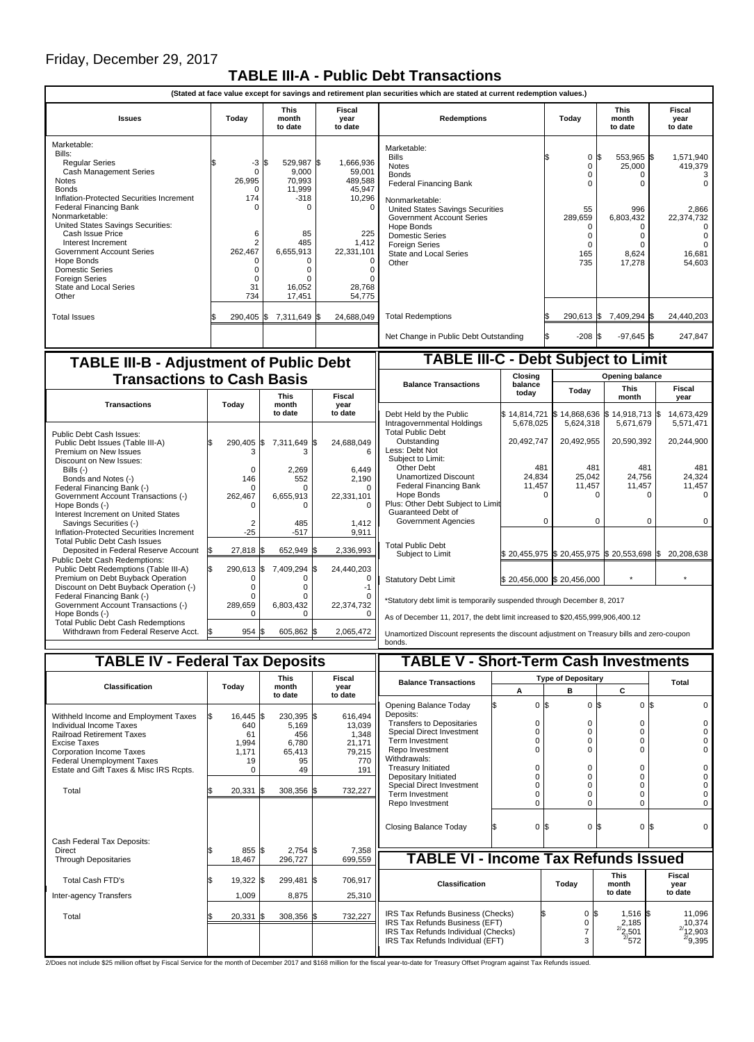Friday, December 29, 2017

# TABLE III-A - Public Debt Transactions

(Stated at face value except for savings and retirement plan securities which are stated at current redemption values.)

| Issues | Today | This month to date | Fiscal year to date |
|---|---|---|---|
| Marketable: | | | |
| Bills: | | | |
| Regular Series | $ -3 | $ 529,987 | $ 1,666,936 |
| Cash Management Series | 0 | 9,000 | 59,001 |
| Notes | 26,995 | 70,993 | 489,588 |
| Bonds | 0 | 11,999 | 45,947 |
| Inflation-Protected Securities Increment | 174 | -318 | 10,296 |
| Federal Financing Bank | 0 | 0 | 0 |
| Nonmarketable: | | | |
| United States Savings Securities: | | | |
| Cash Issue Price | 6 | 85 | 225 |
| Interest Increment | 2 | 485 | 1,412 |
| Government Account Series | 262,467 | 6,655,913 | 22,331,101 |
| Hope Bonds | 0 | 0 | 0 |
| Domestic Series | 0 | 0 | 0 |
| Foreign Series | 0 | 0 | 0 |
| State and Local Series | 31 | 16,052 | 28,768 |
| Other | 734 | 17,451 | 54,775 |
| Total Issues | $ 290,405 | $ 7,311,649 | $ 24,688,049 |

| Redemptions | Today | This month to date | Fiscal year to date |
|---|---|---|---|
| Marketable: | | | |
| Bills | $ 0 | $ 553,965 | $ 1,571,940 |
| Notes | 0 | 25,000 | 419,379 |
| Bonds | 0 | 0 | 3 |
| Federal Financing Bank | 0 | 0 | 0 |
| Nonmarketable: | | | |
| United States Savings Securities | 55 | 996 | 2,866 |
| Government Account Series | 289,659 | 6,803,432 | 22,374,732 |
| Hope Bonds | 0 | 0 | 0 |
| Domestic Series | 0 | 0 | 0 |
| Foreign Series | 0 | 0 | 0 |
| State and Local Series | 165 | 8,624 | 16,681 |
| Other | 735 | 17,278 | 54,603 |
| Total Redemptions | $ 290,613 | $ 7,409,294 | $ 24,440,203 |
| Net Change in Public Debt Outstanding | $ -208 | $ -97,645 | $ 247,847 |

# TABLE III-B - Adjustment of Public Debt Transactions to Cash Basis

| Transactions | Today | This month to date | Fiscal year to date |
|---|---|---|---|
| Public Debt Cash Issues: | | | |
| Public Debt Issues (Table III-A) | $ 290,405 | $ 7,311,649 | $ 24,688,049 |
| Premium on New Issues | 3 | 3 | 6 |
| Discount on New Issues: | | | |
| Bills (-) | 0 | 2,269 | 6,449 |
| Bonds and Notes (-) | 146 | 552 | 2,190 |
| Federal Financing Bank (-) | 0 | 0 | 0 |
| Government Account Transactions (-) | 262,467 | 6,655,913 | 22,331,101 |
| Hope Bonds (-) | 0 | 0 | 0 |
| Interest Increment on United States Savings Securities (-) | 2 | 485 | 1,412 |
| Inflation-Protected Securities Increment | -25 | -517 | 9,911 |
| Total Public Debt Cash Issues Deposited in Federal Reserve Account | $ 27,818 | $ 652,949 | $ 2,336,993 |
| Public Debt Cash Redemptions: | | | |
| Public Debt Redemptions (Table III-A) | $ 290,613 | $ 7,409,294 | $ 24,440,203 |
| Premium on Debt Buyback Operation | 0 | 0 | 0 |
| Discount on Debt Buyback Operation (-) | 0 | 0 | -1 |
| Federal Financing Bank (-) | 0 | 0 | 0 |
| Government Account Transactions (-) | 289,659 | 6,803,432 | 22,374,732 |
| Hope Bonds (-) | 0 | 0 | 0 |
| Total Public Debt Cash Redemptions Withdrawn from Federal Reserve Acct. | $ 954 | $ 605,862 | $ 2,065,472 |

# TABLE III-C - Debt Subject to Limit

| Balance Transactions | Closing balance today | Opening balance Today | Opening balance This month | Opening balance Fiscal year |
|---|---|---|---|---|
| Debt Held by the Public | $ 14,814,721 | $ 14,868,636 | $ 14,918,713 | $ 14,673,429 |
| Intragovernmental Holdings | 5,678,025 | 5,624,318 | 5,671,679 | 5,571,471 |
| Total Public Debt Outstanding | 20,492,747 | 20,492,955 | 20,590,392 | 20,244,900 |
| Less: Debt Not Subject to Limit: | | | | |
| Other Debt | 481 | 481 | 481 | 481 |
| Unamortized Discount | 24,834 | 25,042 | 24,756 | 24,324 |
| Federal Financing Bank | 11,457 | 11,457 | 11,457 | 11,457 |
| Hope Bonds | 0 | 0 | 0 | 0 |
| Plus: Other Debt Subject to Limit | | | | |
| Guaranteed Debt of Government Agencies | 0 | 0 | 0 | 0 |
| Total Public Debt Subject to Limit | $ 20,455,975 | $ 20,455,975 | $ 20,553,698 | $ 20,208,638 |
| Statutory Debt Limit | $ 20,456,000 | $ 20,456,000 | * | * |

*Statutory debt limit is temporarily suspended through December 8, 2017

As of December 11, 2017, the debt limit increased to $20,455,999,906,400.12

Unamortized Discount represents the discount adjustment on Treasury bills and zero-coupon bonds.

# TABLE IV - Federal Tax Deposits

| Classification | Today | This month to date | Fiscal year to date |
|---|---|---|---|
| Withheld Income and Employment Taxes | $ 16,445 | $ 230,395 | $ 616,494 |
| Individual Income Taxes | 640 | 5,169 | 13,039 |
| Railroad Retirement Taxes | 61 | 456 | 1,348 |
| Excise Taxes | 1,994 | 6,780 | 21,171 |
| Corporation Income Taxes | 1,171 | 65,413 | 79,215 |
| Federal Unemployment Taxes | 19 | 95 | 770 |
| Estate and Gift Taxes & Misc IRS Rcpts. | 0 | 49 | 191 |
| Total | $ 20,331 | $ 308,356 | $ 732,227 |
| Cash Federal Tax Deposits: | | | |
| Direct | $ 855 | $ 2,754 | $ 7,358 |
| Through Depositaries | 18,467 | 296,727 | 699,559 |
| Total Cash FTD's | $ 19,322 | $ 299,481 | $ 706,917 |
| Inter-agency Transfers | 1,009 | 8,875 | 25,310 |
| Total | $ 20,331 | $ 308,356 | $ 732,227 |

# TABLE V - Short-Term Cash Investments

| Balance Transactions | Type of Depositary A | Type of Depositary B | Type of Depositary C | Total |
|---|---|---|---|---|
| Opening Balance Today | $ 0 | $ 0 | $ 0 | $ 0 |
| Deposits: | | | | |
| Transfers to Depositaries | 0 | 0 | 0 | 0 |
| Special Direct Investment | 0 | 0 | 0 | 0 |
| Term Investment | 0 | 0 | 0 | 0 |
| Repo Investment | 0 | 0 | 0 | 0 |
| Withdrawals: | | | | |
| Treasury Initiated | 0 | 0 | 0 | 0 |
| Depositary Initiated | 0 | 0 | 0 | 0 |
| Special Direct Investment | 0 | 0 | 0 | 0 |
| Term Investment | 0 | 0 | 0 | 0 |
| Repo Investment | 0 | 0 | 0 | 0 |
| Closing Balance Today | $ 0 | $ 0 | $ 0 | $ 0 |

# TABLE VI - Income Tax Refunds Issued

| Classification | Today | This month to date | Fiscal year to date |
|---|---|---|---|
| IRS Tax Refunds Business (Checks) | $ 0 | $ 1,516 | $ 11,096 |
| IRS Tax Refunds Business (EFT) | 0 | 2,185 | 10,374 |
| IRS Tax Refunds Individual (Checks) | 7 | 2/ 2,501 | 2/ 12,903 |
| IRS Tax Refunds Individual (EFT) | 3 | 2/ 572 | 2/ 9,395 |

2/Does not include $25 million offset by Fiscal Service for the month of December 2017 and $168 million for the fiscal year-to-date for Treasury Offset Program against Tax Refunds issued.